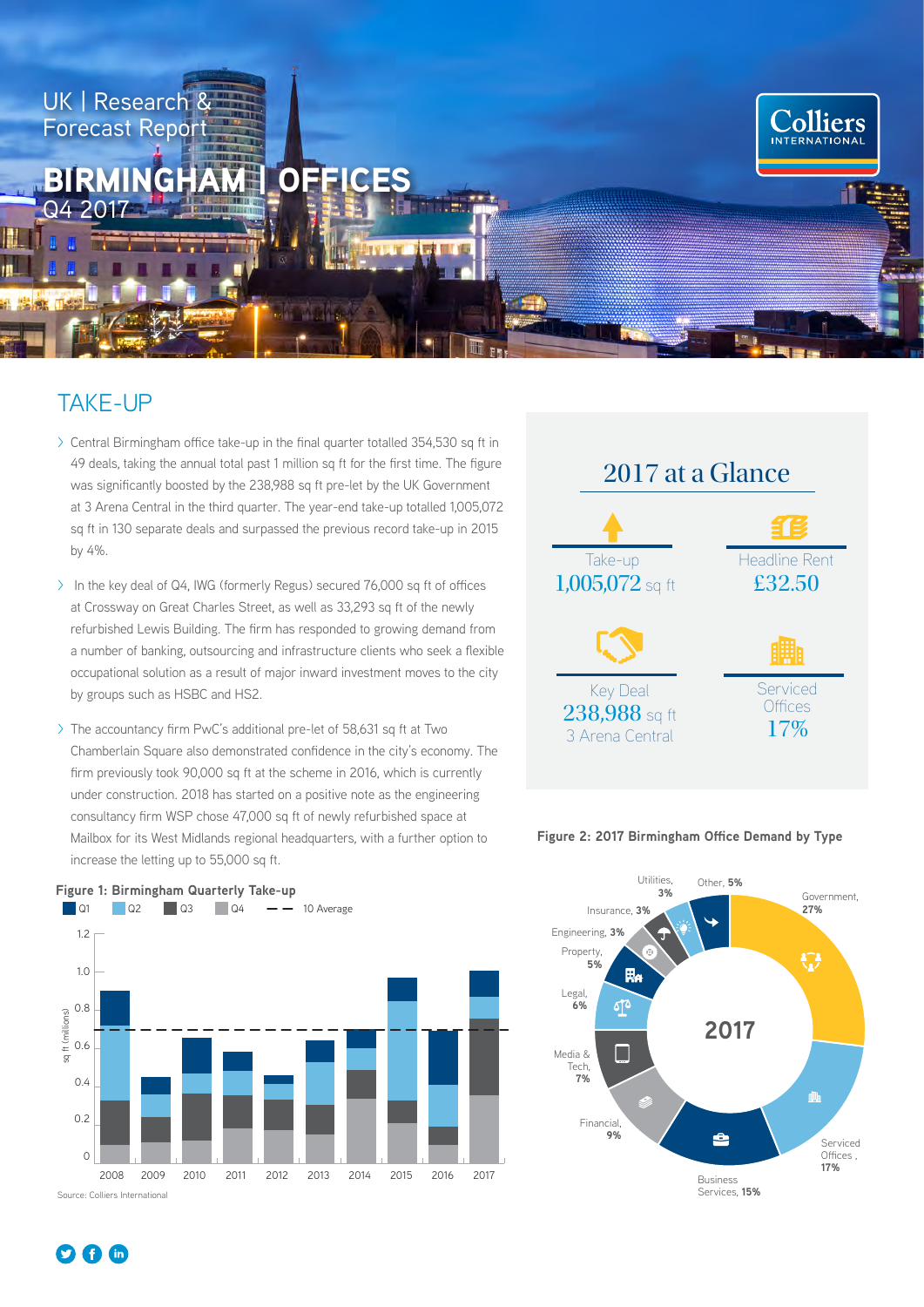UK | Research & Forecast Report

# BIRMINGHAM | OFFICES

Q4 2017

Colliers INTERNATIONAL

## TAKE-UP

- Central Birmingham office take-up in the final quarter totalled 354,530 sq ft in 49 deals, taking the annual total past 1 million sq ft for the first time. The figure was significantly boosted by the 238,988 sq ft pre-let by the UK Government at 3 Arena Central in the third quarter. The year-end take-up totalled 1,005,072 sq ft in 130 separate deals and surpassed the previous record take-up in 2015 by 4%.
- In the key deal of Q4, IWG (formerly Regus) secured 76,000 sq ft of offices at Crossway on Great Charles Street, as well as 33,293 sq ft of the newly refurbished Lewis Building. The firm has responded to growing demand from a number of banking, outsourcing and infrastructure clients who seek a flexible occupational solution as a result of major inward investment moves to the city by groups such as HSBC and HS2.
- The accountancy firm PwC's additional pre-let of 58,631 sq ft at Two Chamberlain Square also demonstrated confidence in the city's economy. The firm previously took 90,000 sq ft at the scheme in 2016, which is currently under construction. 2018 has started on a positive note as the engineering consultancy firm WSP chose 47,000 sq ft of newly refurbished space at Mailbox for its West Midlands regional headquarters, with a further option to increase the letting up to 55,000 sq ft.

**Figure 1: Birmingham Quarterly Take-up**

Legend: Q1, Q2, Q3, Q4, 10 Average

Y-axis: sq ft (millions) — 0, 0.2, 0.4, 0.6, 0.8, 1.0, 1.2

X-axis: 2008, 2009, 2010, 2011, 2012, 2013, 2014, 2015, 2016, 2017

Source: Colliers International

## 2017 at a Glance

| Take-up | Headline Rent |
|---|---|
| 1,005,072 sq ft | £32.50 |

| Key Deal | Serviced Offices |
|---|---|
| 238,988 sq ft 3 Arena Central | 17% |

**Figure 2: 2017 Birmingham Office Demand by Type**

| Type | Share |
|---|---|
| Government | 27% |
| Serviced Offices | 17% |
| Business Services | 15% |
| Financial | 9% |
| Media & Tech | 7% |
| Legal | 6% |
| Property | 5% |
| Engineering | 3% |
| Insurance | 3% |
| Utilities | 3% |
| Other | 5% |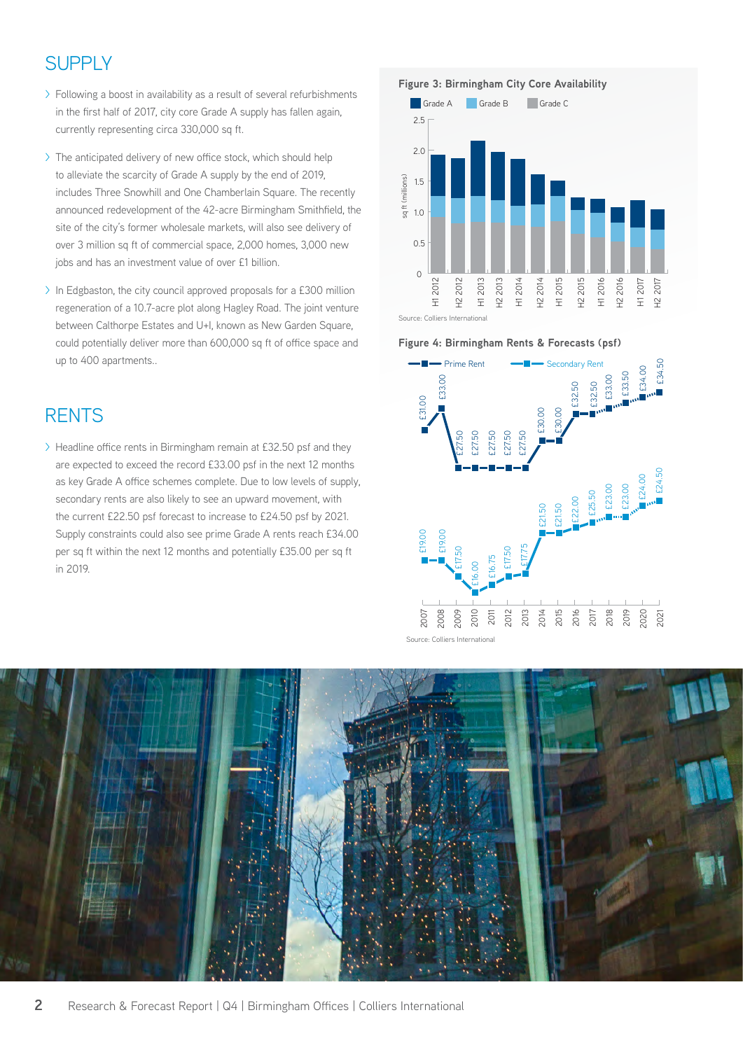## SUPPLY

- Following a boost in availability as a result of several refurbishments in the first half of 2017, city core Grade A supply has fallen again, currently representing circa 330,000 sq ft.
- The anticipated delivery of new office stock, which should help to alleviate the scarcity of Grade A supply by the end of 2019, includes Three Snowhill and One Chamberlain Square. The recently announced redevelopment of the 42-acre Birmingham Smithfield, the site of the city's former wholesale markets, will also see delivery of over 3 million sq ft of commercial space, 2,000 homes, 3,000 new jobs and has an investment value of over £1 billion.
- In Edgbaston, the city council approved proposals for a £300 million regeneration of a 10.7-acre plot along Hagley Road. The joint venture between Calthorpe Estates and U+I, known as New Garden Square, could potentially deliver more than 600,000 sq ft of office space and up to 400 apartments..

## RENTS

- Headline office rents in Birmingham remain at £32.50 psf and they are expected to exceed the record £33.00 psf in the next 12 months as key Grade A office schemes complete. Due to low levels of supply, secondary rents are also likely to see an upward movement, with the current £22.50 psf forecast to increase to £24.50 psf by 2021. Supply constraints could also see prime Grade A rents reach £34.00 per sq ft within the next 12 months and potentially £35.00 per sq ft in 2019.

**Figure 3: Birmingham City Core Availability**

Grade A | Grade B | Grade C

sq ft (millions): 0, 0.5, 1.0, 1.5, 2.0, 2.5

H1 2012, H2 2012, H1 2013, H2 2013, H1 2014, H2 2014, H1 2015, H2 2015, H1 2016, H2 2016, H1 2017, H2 2017

Source: Colliers International

**Figure 4: Birmingham Rents & Forecasts (psf)**

| Year | Prime Rent | Secondary Rent |
|---|---|---|
| 2007 | £31.00 | £19.00 |
| 2008 | £33.00 | £19.00 |
| 2009 | £27.50 | £17.50 |
| 2010 | £27.50 | £16.00 |
| 2011 | £27.50 | £16.75 |
| 2012 | £27.50 | £17.50 |
| 2013 | £27.50 | £17.75 |
| 2014 | £30.00 | £21.50 |
| 2015 | £30.00 | £21.50 |
| 2016 | £32.50 | £22.00 |
| 2017 | £32.50 | £22.50 |
| 2018 | £33.00 | £23.00 |
| 2019 | £33.50 | £23.00 |
| 2020 | £34.00 | £24.00 |
| 2021 | £34.50 | £24.50 |

Source: Colliers International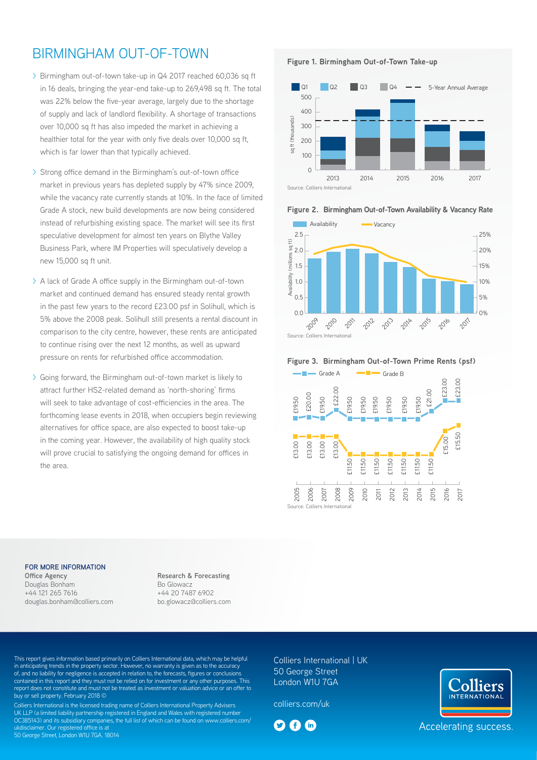# BIRMINGHAM OUT-OF-TOWN

- Birmingham out-of-town take-up in Q4 2017 reached 60,036 sq ft in 16 deals, bringing the year-end take-up to 269,498 sq ft. The total was 22% below the five-year average, largely due to the shortage of supply and lack of landlord flexibility. A shortage of transactions over 10,000 sq ft has also impeded the market in achieving a healthier total for the year with only five deals over 10,000 sq ft, which is far lower than that typically achieved.
- Strong office demand in the Birmingham's out-of-town office market in previous years has depleted supply by 47% since 2009, while the vacancy rate currently stands at 10%. In the face of limited Grade A stock, new build developments are now being considered instead of refurbishing existing space. The market will see its first speculative development for almost ten years on Blythe Valley Business Park, where IM Properties will speculatively develop a new 15,000 sq ft unit.
- A lack of Grade A office supply in the Birmingham out-of-town market and continued demand has ensured steady rental growth in the past few years to the record £23.00 psf in Solihull, which is 5% above the 2008 peak. Solihull still presents a rental discount in comparison to the city centre, however, these rents are anticipated to continue rising over the next 12 months, as well as upward pressure on rents for refurbished office accommodation.
- Going forward, the Birmingham out-of-town market is likely to attract further HS2-related demand as 'north-shoring' firms will seek to take advantage of cost-efficiencies in the area. The forthcoming lease events in 2018, when occupiers begin reviewing alternatives for office space, are also expected to boost take-up in the coming year. However, the availability of high quality stock will prove crucial to satisfying the ongoing demand for offices in the area.

**Figure 1. Birmingham Out-of-Town Take-up**

Q1 Q2 Q3 Q4 5-Year Annual Average

sq ft (thousands)

0 100 200 300 400 500

2013 2014 2015 2016 2017

Source: Colliers International

**Figure 2. Birmingham Out-of-Town Availability & Vacancy Rate**

Availability Vacancy

Availability (millions sq ft)

0.0 0.5 1.0 1.5 2.0 2.5

0% 5% 10% 15% 20% 25%

2009 2010 2011 2012 2013 2014 2015 2016 2017

Source: Colliers International

**Figure 3. Birmingham Out-of-Town Prime Rents (psf)**

Grade A Grade B

£19.50 £20.00 £19.50 £22.00 £19.50 £19.50 £19.50 £19.50 £19.50 £19.50 £21.00 £23.00 £23.00

£13.00 £13.00 £13.00 £13.00 £11.50 £11.50 £11.50 £11.50 £11.50 £11.50 £11.50 £15.00 £15.50

2005 2006 2007 2008 2009 2010 2011 2012 2013 2014 2015 2016 2017

Source: Colliers International

**FOR MORE INFORMATION**

**Office Agency**
Douglas Bonham
+44 121 265 7616
douglas.bonham@colliers.com

**Research & Forecasting**
Bo Glowacz
+44 20 7487 6902
bo.glowacz@colliers.com

This report gives information based primarily on Colliers International data, which may be helpful in anticipating trends in the property sector. However, no warranty is given as to the accuracy of, and no liability for negligence is accepted in relation to, the forecasts, figures or conclusions contained in this report and they must not be relied on for investment or any other purposes. This report does not constitute and must not be treated as investment or valuation advice or an offer to buy or sell property. February 2018 ©

Colliers International is the licensed trading name of Colliers International Property Advisers UK LLP (a limited liability partnership registered in England and Wales with registered number OC385143) and its subsidiary companies, the full list of which can be found on www.colliers.com/ukdisclaimer. Our registered office is at 50 George Street, London W1U 7GA. 18014

Colliers International | UK
50 George Street
London W1U 7GA

colliers.com/uk

Colliers INTERNATIONAL

Accelerating success.